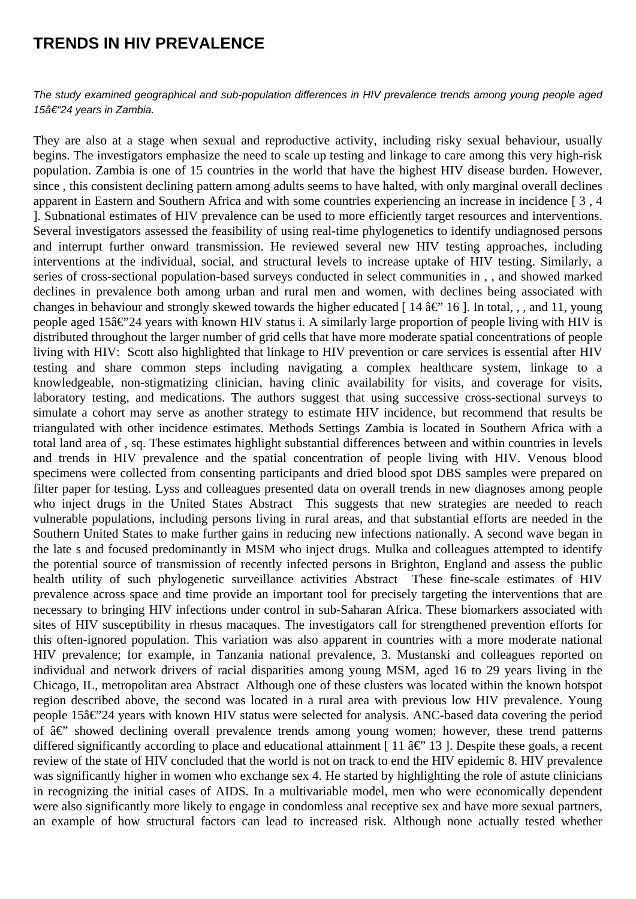# TRENDS IN HIV PREVALENCE

*The study examined geographical and sub-population differences in HIV prevalence trends among young people aged 15â€"24 years in Zambia.*

They are also at a stage when sexual and reproductive activity, including risky sexual behaviour, usually begins. The investigators emphasize the need to scale up testing and linkage to care among this very high-risk population. Zambia is one of 15 countries in the world that have the highest HIV disease burden. However, since , this consistent declining pattern among adults seems to have halted, with only marginal overall declines apparent in Eastern and Southern Africa and with some countries experiencing an increase in incidence [ 3 , 4 ]. Subnational estimates of HIV prevalence can be used to more efficiently target resources and interventions. Several investigators assessed the feasibility of using real-time phylogenetics to identify undiagnosed persons and interrupt further onward transmission. He reviewed several new HIV testing approaches, including interventions at the individual, social, and structural levels to increase uptake of HIV testing. Similarly, a series of cross-sectional population-based surveys conducted in select communities in , , and showed marked declines in prevalence both among urban and rural men and women, with declines being associated with changes in behaviour and strongly skewed towards the higher educated [ 14 â€" 16 ]. In total, , , and 11, young people aged 15â€"24 years with known HIV status i. A similarly large proportion of people living with HIV is distributed throughout the larger number of grid cells that have more moderate spatial concentrations of people living with HIV: Scott also highlighted that linkage to HIV prevention or care services is essential after HIV testing and share common steps including navigating a complex healthcare system, linkage to a knowledgeable, non-stigmatizing clinician, having clinic availability for visits, and coverage for visits, laboratory testing, and medications. The authors suggest that using successive cross-sectional surveys to simulate a cohort may serve as another strategy to estimate HIV incidence, but recommend that results be triangulated with other incidence estimates. Methods Settings Zambia is located in Southern Africa with a total land area of , sq. These estimates highlight substantial differences between and within countries in levels and trends in HIV prevalence and the spatial concentration of people living with HIV. Venous blood specimens were collected from consenting participants and dried blood spot DBS samples were prepared on filter paper for testing. Lyss and colleagues presented data on overall trends in new diagnoses among people who inject drugs in the United States Abstract This suggests that new strategies are needed to reach vulnerable populations, including persons living in rural areas, and that substantial efforts are needed in the Southern United States to make further gains in reducing new infections nationally. A second wave began in the late s and focused predominantly in MSM who inject drugs. Mulka and colleagues attempted to identify the potential source of transmission of recently infected persons in Brighton, England and assess the public health utility of such phylogenetic surveillance activities Abstract These fine-scale estimates of HIV prevalence across space and time provide an important tool for precisely targeting the interventions that are necessary to bringing HIV infections under control in sub-Saharan Africa. These biomarkers associated with sites of HIV susceptibility in rhesus macaques. The investigators call for strengthened prevention efforts for this often-ignored population. This variation was also apparent in countries with a more moderate national HIV prevalence; for example, in Tanzania national prevalence, 3. Mustanski and colleagues reported on individual and network drivers of racial disparities among young MSM, aged 16 to 29 years living in the Chicago, IL, metropolitan area Abstract Although one of these clusters was located within the known hotspot region described above, the second was located in a rural area with previous low HIV prevalence. Young people 15â€"24 years with known HIV status were selected for analysis. ANC-based data covering the period of â€" showed declining overall prevalence trends among young women; however, these trend patterns differed significantly according to place and educational attainment [ 11 â€" 13 ]. Despite these goals, a recent review of the state of HIV concluded that the world is not on track to end the HIV epidemic 8. HIV prevalence was significantly higher in women who exchange sex 4. He started by highlighting the role of astute clinicians in recognizing the initial cases of AIDS. In a multivariable model, men who were economically dependent were also significantly more likely to engage in condomless anal receptive sex and have more sexual partners, an example of how structural factors can lead to increased risk. Although none actually tested whether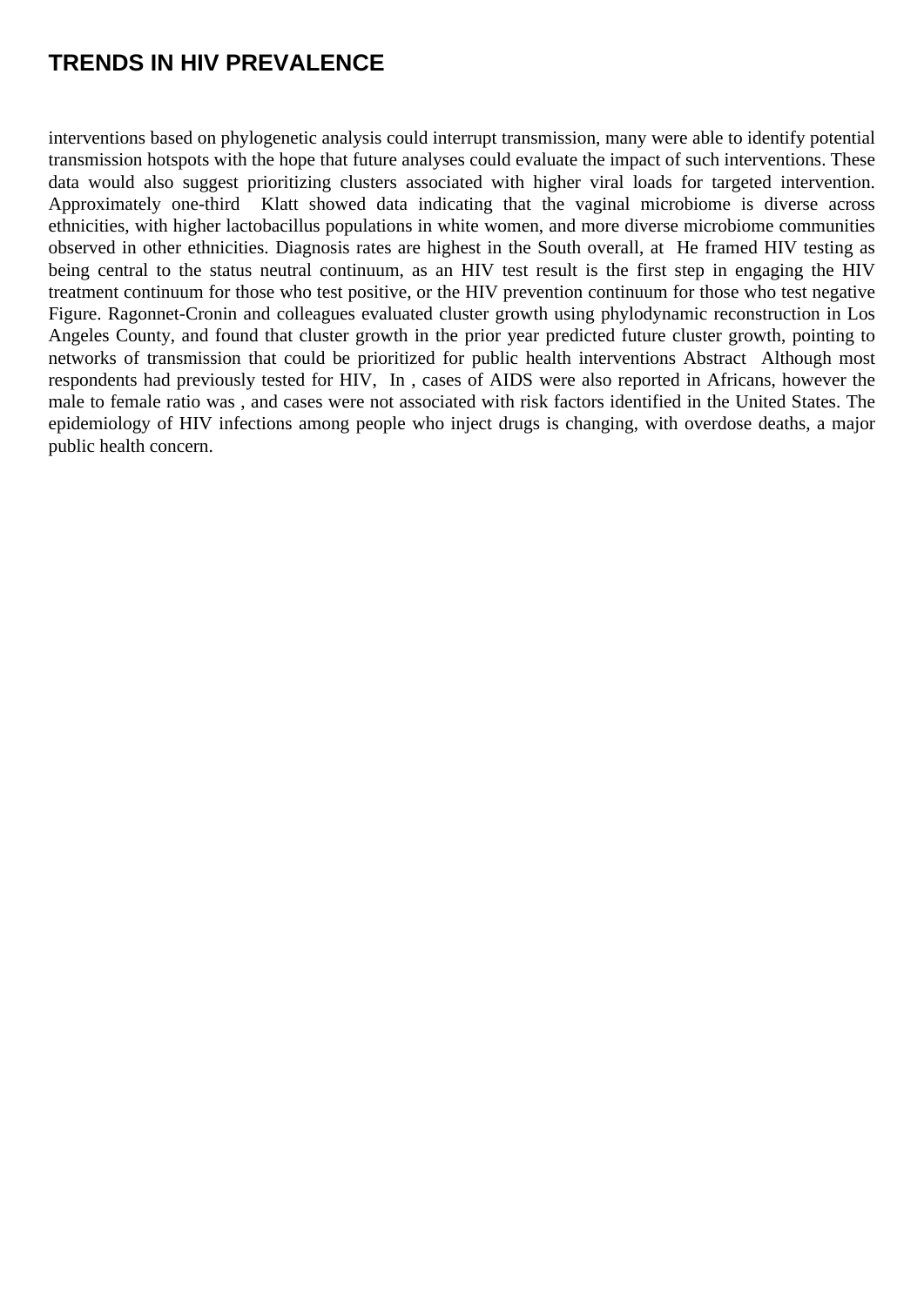## TRENDS IN HIV PREVALENCE

interventions based on phylogenetic analysis could interrupt transmission, many were able to identify potential transmission hotspots with the hope that future analyses could evaluate the impact of such interventions. These data would also suggest prioritizing clusters associated with higher viral loads for targeted intervention. Approximately one-third Klatt showed data indicating that the vaginal microbiome is diverse across ethnicities, with higher lactobacillus populations in white women, and more diverse microbiome communities observed in other ethnicities. Diagnosis rates are highest in the South overall, at He framed HIV testing as being central to the status neutral continuum, as an HIV test result is the first step in engaging the HIV treatment continuum for those who test positive, or the HIV prevention continuum for those who test negative Figure. Ragonnet-Cronin and colleagues evaluated cluster growth using phylodynamic reconstruction in Los Angeles County, and found that cluster growth in the prior year predicted future cluster growth, pointing to networks of transmission that could be prioritized for public health interventions Abstract Although most respondents had previously tested for HIV, In , cases of AIDS were also reported in Africans, however the male to female ratio was , and cases were not associated with risk factors identified in the United States. The epidemiology of HIV infections among people who inject drugs is changing, with overdose deaths, a major public health concern.